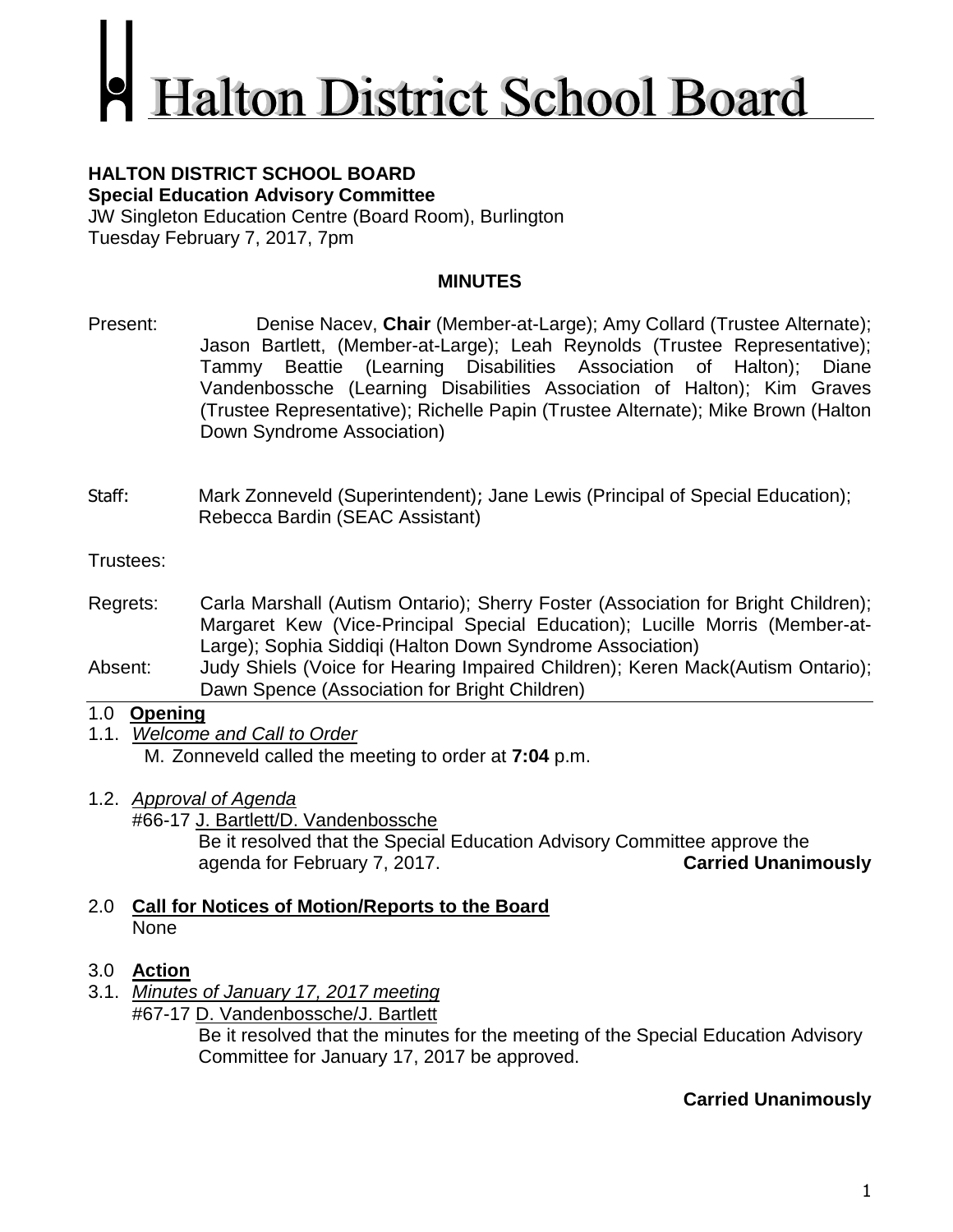# Halton District School Board

**HALTON DISTRICT SCHOOL BOARD**
**Special Education Advisory Committee**
JW Singleton Education Centre (Board Room), Burlington
Tuesday February 7, 2017, 7pm

## MINUTES

Present: Denise Nacev, **Chair** (Member-at-Large); Amy Collard (Trustee Alternate); Jason Bartlett, (Member-at-Large); Leah Reynolds (Trustee Representative); Tammy Beattie (Learning Disabilities Association of Halton); Diane Vandenbossche (Learning Disabilities Association of Halton); Kim Graves (Trustee Representative); Richelle Papin (Trustee Alternate); Mike Brown (Halton Down Syndrome Association)

Staff: Mark Zonneveld (Superintendent); Jane Lewis (Principal of Special Education); Rebecca Bardin (SEAC Assistant)

Trustees:

Regrets: Carla Marshall (Autism Ontario); Sherry Foster (Association for Bright Children); Margaret Kew (Vice-Principal Special Education); Lucille Morris (Member-at-Large); Sophia Siddiqi (Halton Down Syndrome Association)

Absent: Judy Shiels (Voice for Hearing Impaired Children); Keren Mack(Autism Ontario); Dawn Spence (Association for Bright Children)

## 1.0 Opening

1.1. *Welcome and Call to Order*

M. Zonneveld called the meeting to order at **7:04** p.m.

1.2. *Approval of Agenda*

#66-17 J. Bartlett/D. Vandenbossche

Be it resolved that the Special Education Advisory Committee approve the agenda for February 7, 2017. **Carried Unanimously**

## 2.0 Call for Notices of Motion/Reports to the Board

None

## 3.0 Action

3.1. *Minutes of January 17, 2017 meeting*

#67-17 D. Vandenbossche/J. Bartlett

Be it resolved that the minutes for the meeting of the Special Education Advisory Committee for January 17, 2017 be approved.

**Carried Unanimously**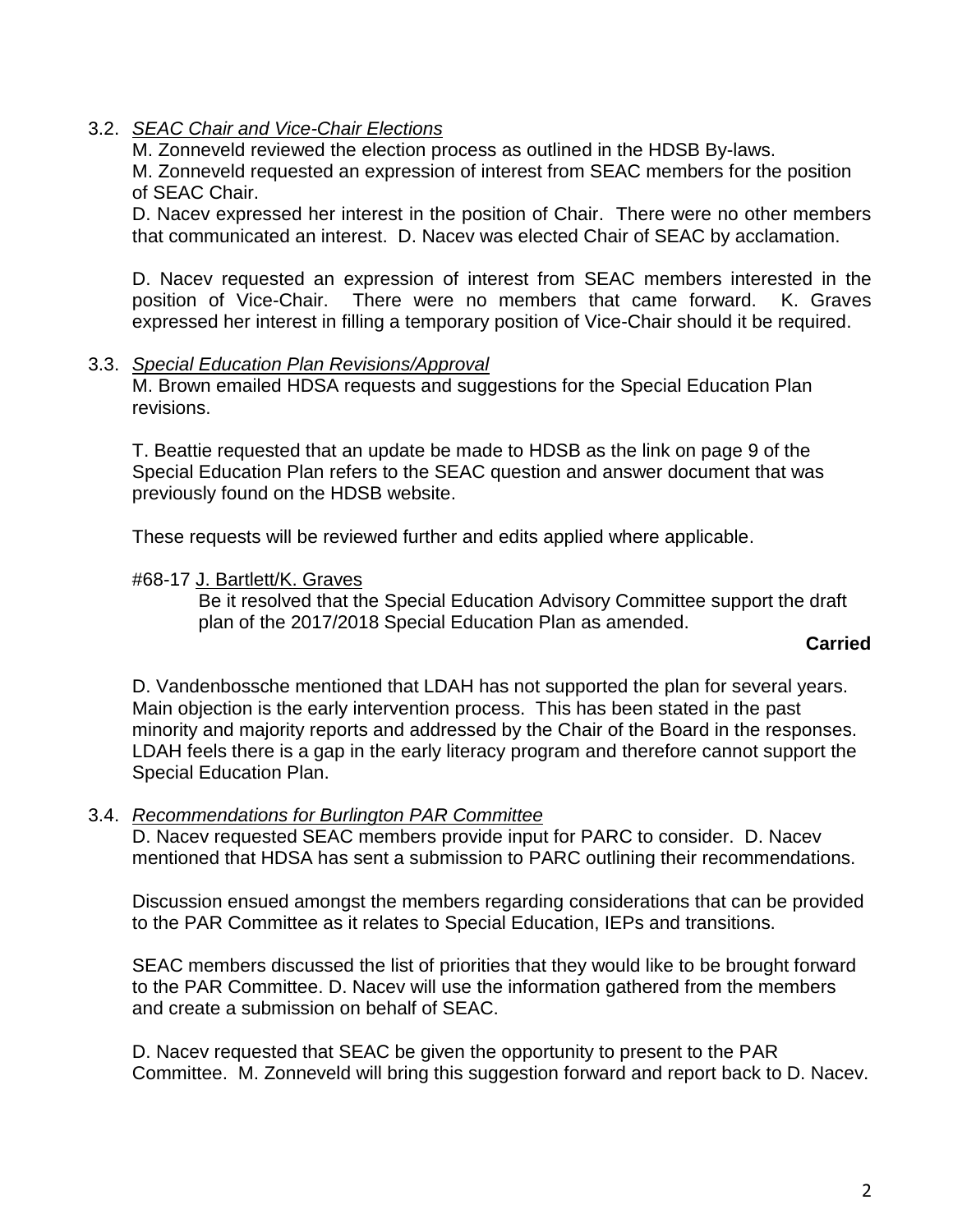3.2. *SEAC Chair and Vice-Chair Elections*

M. Zonneveld reviewed the election process as outlined in the HDSB By-laws.

M. Zonneveld requested an expression of interest from SEAC members for the position of SEAC Chair.

D. Nacev expressed her interest in the position of Chair. There were no other members that communicated an interest. D. Nacev was elected Chair of SEAC by acclamation.

D. Nacev requested an expression of interest from SEAC members interested in the position of Vice-Chair. There were no members that came forward. K. Graves expressed her interest in filling a temporary position of Vice-Chair should it be required.

3.3. *Special Education Plan Revisions/Approval*

M. Brown emailed HDSA requests and suggestions for the Special Education Plan revisions.

T. Beattie requested that an update be made to HDSB as the link on page 9 of the Special Education Plan refers to the SEAC question and answer document that was previously found on the HDSB website.

These requests will be reviewed further and edits applied where applicable.

#68-17 J. Bartlett/K. Graves

Be it resolved that the Special Education Advisory Committee support the draft plan of the 2017/2018 Special Education Plan as amended.

**Carried**

D. Vandenbossche mentioned that LDAH has not supported the plan for several years. Main objection is the early intervention process. This has been stated in the past minority and majority reports and addressed by the Chair of the Board in the responses. LDAH feels there is a gap in the early literacy program and therefore cannot support the Special Education Plan.

3.4. *Recommendations for Burlington PAR Committee*

D. Nacev requested SEAC members provide input for PARC to consider. D. Nacev mentioned that HDSA has sent a submission to PARC outlining their recommendations.

Discussion ensued amongst the members regarding considerations that can be provided to the PAR Committee as it relates to Special Education, IEPs and transitions.

SEAC members discussed the list of priorities that they would like to be brought forward to the PAR Committee. D. Nacev will use the information gathered from the members and create a submission on behalf of SEAC.

D. Nacev requested that SEAC be given the opportunity to present to the PAR Committee. M. Zonneveld will bring this suggestion forward and report back to D. Nacev.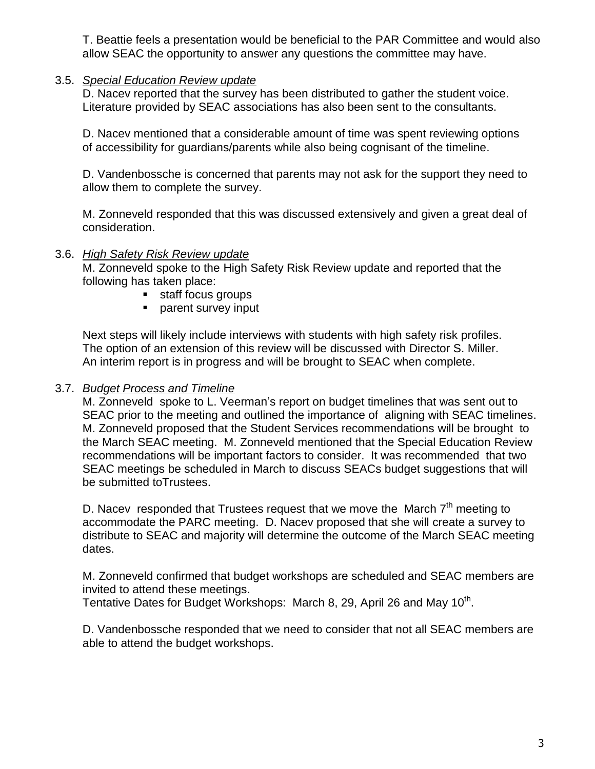T. Beattie feels a presentation would be beneficial to the PAR Committee and would also allow SEAC the opportunity to answer any questions the committee may have.

3.5. *Special Education Review update*

D. Nacev reported that the survey has been distributed to gather the student voice. Literature provided by SEAC associations has also been sent to the consultants.

D. Nacev mentioned that a considerable amount of time was spent reviewing options of accessibility for guardians/parents while also being cognisant of the timeline.

D. Vandenbossche is concerned that parents may not ask for the support they need to allow them to complete the survey.

M. Zonneveld responded that this was discussed extensively and given a great deal of consideration.

3.6. *High Safety Risk Review update*

M. Zonneveld spoke to the High Safety Risk Review update and reported that the following has taken place:

- staff focus groups
- parent survey input

Next steps will likely include interviews with students with high safety risk profiles. The option of an extension of this review will be discussed with Director S. Miller. An interim report is in progress and will be brought to SEAC when complete.

3.7. *Budget Process and Timeline*

M. Zonneveld spoke to L. Veerman's report on budget timelines that was sent out to SEAC prior to the meeting and outlined the importance of aligning with SEAC timelines. M. Zonneveld proposed that the Student Services recommendations will be brought to the March SEAC meeting. M. Zonneveld mentioned that the Special Education Review recommendations will be important factors to consider. It was recommended that two SEAC meetings be scheduled in March to discuss SEACs budget suggestions that will be submitted toTrustees.

D. Nacev responded that Trustees request that we move the March 7th meeting to accommodate the PARC meeting. D. Nacev proposed that she will create a survey to distribute to SEAC and majority will determine the outcome of the March SEAC meeting dates.

M. Zonneveld confirmed that budget workshops are scheduled and SEAC members are invited to attend these meetings.
Tentative Dates for Budget Workshops: March 8, 29, April 26 and May 10th.

D. Vandenbossche responded that we need to consider that not all SEAC members are able to attend the budget workshops.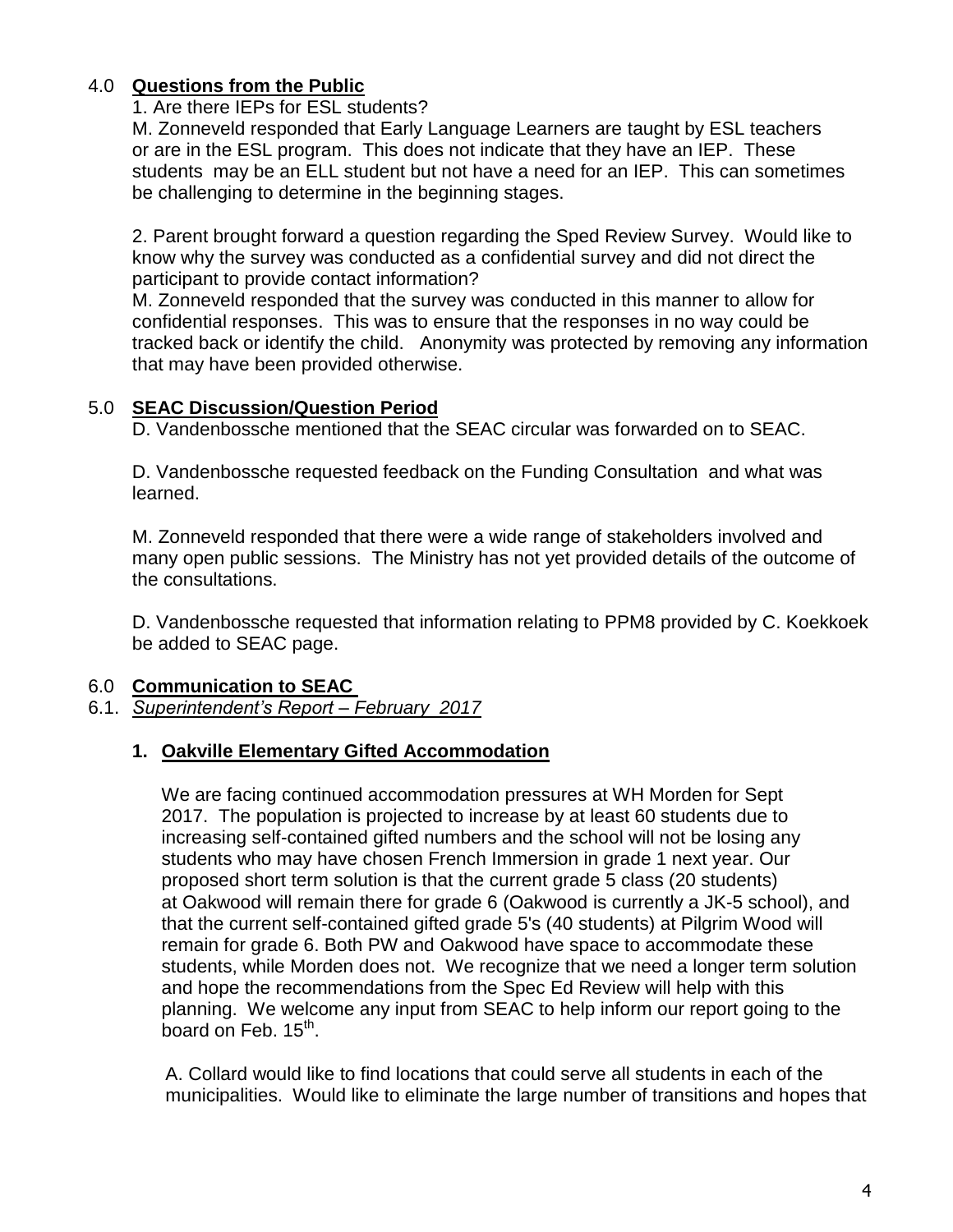## 4.0 **Questions from the Public**

1. Are there IEPs for ESL students?

M. Zonneveld responded that Early Language Learners are taught by ESL teachers or are in the ESL program. This does not indicate that they have an IEP. These students may be an ELL student but not have a need for an IEP. This can sometimes be challenging to determine in the beginning stages.

2. Parent brought forward a question regarding the Sped Review Survey. Would like to know why the survey was conducted as a confidential survey and did not direct the participant to provide contact information?

M. Zonneveld responded that the survey was conducted in this manner to allow for confidential responses. This was to ensure that the responses in no way could be tracked back or identify the child. Anonymity was protected by removing any information that may have been provided otherwise.

## 5.0 **SEAC Discussion/Question Period**

D. Vandenbossche mentioned that the SEAC circular was forwarded on to SEAC.

D. Vandenbossche requested feedback on the Funding Consultation and what was learned.

M. Zonneveld responded that there were a wide range of stakeholders involved and many open public sessions. The Ministry has not yet provided details of the outcome of the consultations.

D. Vandenbossche requested that information relating to PPM8 provided by C. Koekkoek be added to SEAC page.

## 6.0 **Communication to SEAC**

### 6.1. *Superintendent's Report – February 2017*

**1. Oakville Elementary Gifted Accommodation**

We are facing continued accommodation pressures at WH Morden for Sept 2017. The population is projected to increase by at least 60 students due to increasing self-contained gifted numbers and the school will not be losing any students who may have chosen French Immersion in grade 1 next year. Our proposed short term solution is that the current grade 5 class (20 students) at Oakwood will remain there for grade 6 (Oakwood is currently a JK-5 school), and that the current self-contained gifted grade 5's (40 students) at Pilgrim Wood will remain for grade 6. Both PW and Oakwood have space to accommodate these students, while Morden does not. We recognize that we need a longer term solution and hope the recommendations from the Spec Ed Review will help with this planning. We welcome any input from SEAC to help inform our report going to the board on Feb. 15th.

A. Collard would like to find locations that could serve all students in each of the municipalities. Would like to eliminate the large number of transitions and hopes that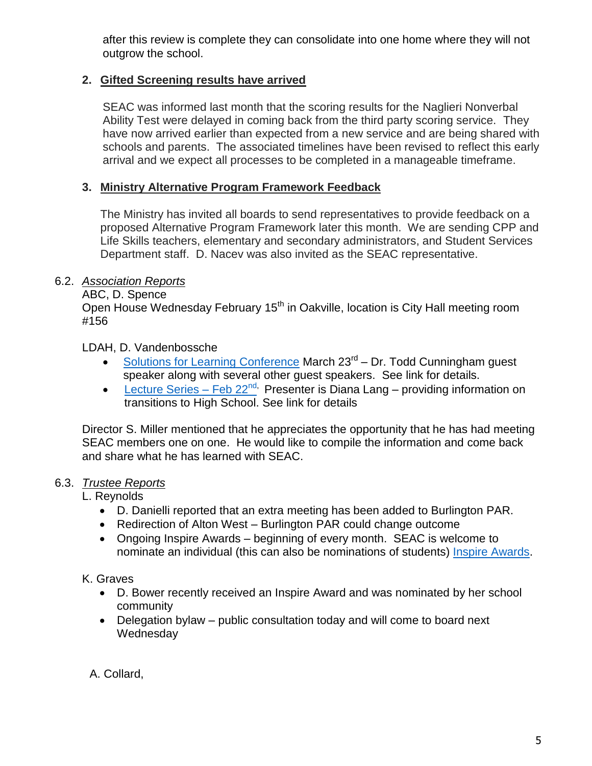after this review is complete they can consolidate into one home where they will not outgrow the school.

2. **Gifted Screening results have arrived**

   SEAC was informed last month that the scoring results for the Naglieri Nonverbal Ability Test were delayed in coming back from the third party scoring service. They have now arrived earlier than expected from a new service and are being shared with schools and parents. The associated timelines have been revised to reflect this early arrival and we expect all processes to be completed in a manageable timeframe.

3. **Ministry Alternative Program Framework Feedback**

   The Ministry has invited all boards to send representatives to provide feedback on a proposed Alternative Program Framework later this month. We are sending CPP and Life Skills teachers, elementary and secondary administrators, and Student Services Department staff. D. Nacev was also invited as the SEAC representative.

6.2. *Association Reports*

ABC, D. Spence
Open House Wednesday February 15th in Oakville, location is City Hall meeting room #156

LDAH, D. Vandenbossche

- Solutions for Learning Conference March 23rd – Dr. Todd Cunningham guest speaker along with several other guest speakers. See link for details.
- Lecture Series – Feb 22nd, Presenter is Diana Lang – providing information on transitions to High School. See link for details

Director S. Miller mentioned that he appreciates the opportunity that he has had meeting SEAC members one on one. He would like to compile the information and come back and share what he has learned with SEAC.

6.3. *Trustee Reports*

L. Reynolds

- D. Danielli reported that an extra meeting has been added to Burlington PAR.
- Redirection of Alton West – Burlington PAR could change outcome
- Ongoing Inspire Awards – beginning of every month. SEAC is welcome to nominate an individual (this can also be nominations of students) Inspire Awards.

K. Graves

- D. Bower recently received an Inspire Award and was nominated by her school community
- Delegation bylaw – public consultation today and will come to board next Wednesday

A. Collard,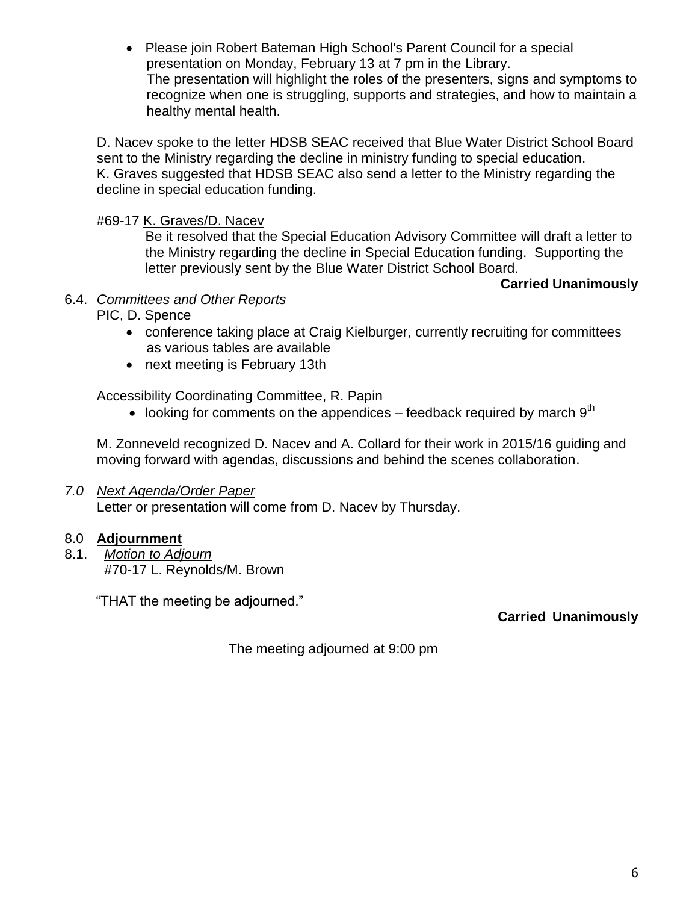- Please join Robert Bateman High School's Parent Council for a special presentation on Monday, February 13 at 7 pm in the Library. The presentation will highlight the roles of the presenters, signs and symptoms to recognize when one is struggling, supports and strategies, and how to maintain a healthy mental health.

D. Nacev spoke to the letter HDSB SEAC received that Blue Water District School Board sent to the Ministry regarding the decline in ministry funding to special education. K. Graves suggested that HDSB SEAC also send a letter to the Ministry regarding the decline in special education funding.

#69-17 K. Graves/D. Nacev

Be it resolved that the Special Education Advisory Committee will draft a letter to the Ministry regarding the decline in Special Education funding. Supporting the letter previously sent by the Blue Water District School Board.

**Carried Unanimously**

6.4. *Committees and Other Reports*

PIC, D. Spence

- conference taking place at Craig Kielburger, currently recruiting for committees as various tables are available
- next meeting is February 13th

Accessibility Coordinating Committee, R. Papin

- looking for comments on the appendices – feedback required by march 9th

M. Zonneveld recognized D. Nacev and A. Collard for their work in 2015/16 guiding and moving forward with agendas, discussions and behind the scenes collaboration.

*7.0 Next Agenda/Order Paper*

Letter or presentation will come from D. Nacev by Thursday.

8.0 **Adjournment**

8.1. *Motion to Adjourn*

#70-17 L. Reynolds/M. Brown

"THAT the meeting be adjourned."

**Carried Unanimously**

The meeting adjourned at 9:00 pm